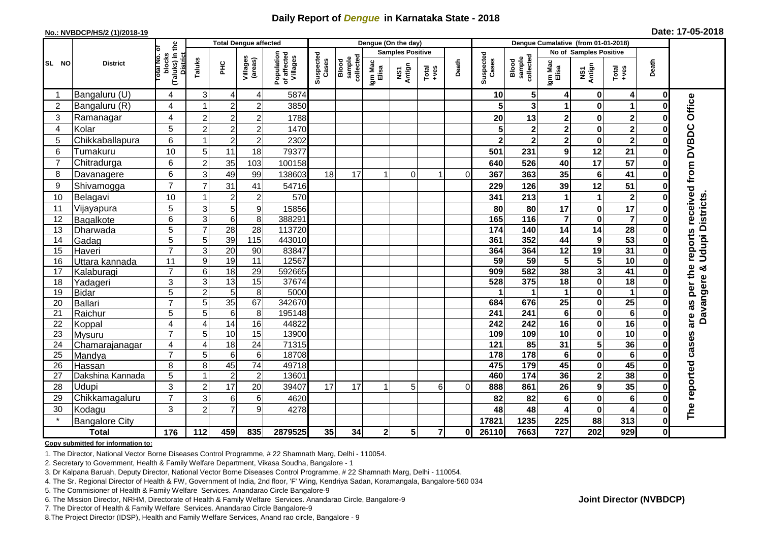# Daily Report of *Dengue* in Karnataka State - 2018

**No.: NVBDCP/HS/2 (1)/2018-19**

**Date: 17-05-2018**

| SL NO | District | Total No. of blocks (Taluks) in the District | Total Dengue affected | | | | Dengue (On the day) | | | | | | | Dengue Cumalative (from 01-01-2018) | | | | | | | |
|---|---|---|---|---|---|---|---|---|---|---|---|---|---|---|---|---|---|---|---|---|
| | | | Taluks | PHC | Villages (areas) | Population of affected Villages | Suspected Cases | Blood sample collected | Samples Positive | | | Death | Suspected Cases | Blood sample collected | No of Samples Positive | | | Death | |
| | | | | | | | | | Igm Mac Elisa | NS1 Antign | Total +ves | | | | Igm Mac Elisa | NS1 Antign | Total +ves | | |
| 1 | Bangaluru (U) | 4 | 3 | 4 | 4 | 5874 | | | | | | | 10 | 5 | 4 | 0 | 4 | 0 | The reported cases are as per the reports received from DVBDC Office Davangere & Udupi Districts. |
| 2 | Bangaluru (R) | 4 | 1 | 2 | 2 | 3850 | | | | | | | 5 | 3 | 1 | 0 | 1 | 0 | |
| 3 | Ramanagar | 4 | 2 | 2 | 2 | 1788 | | | | | | | 20 | 13 | 2 | 0 | 2 | 0 | |
| 4 | Kolar | 5 | 2 | 2 | 2 | 1470 | | | | | | | 5 | 2 | 2 | 0 | 2 | 0 | |
| 5 | Chikkaballapura | 6 | 1 | 2 | 2 | 2302 | | | | | | | 2 | 2 | 2 | 0 | 2 | 0 | |
| 6 | Tumakuru | 10 | 5 | 11 | 18 | 79377 | | | | | | | 501 | 231 | 9 | 12 | 21 | 0 | |
| 7 | Chitradurga | 6 | 2 | 35 | 103 | 100158 | | | | | | | 640 | 526 | 40 | 17 | 57 | 0 | |
| 8 | Davanagere | 6 | 3 | 49 | 99 | 138603 | 18 | 17 | 1 | 0 | 1 | 0 | 367 | 363 | 35 | 6 | 41 | 0 | |
| 9 | Shivamogga | 7 | 7 | 31 | 41 | 54716 | | | | | | | 229 | 126 | 39 | 12 | 51 | 0 | |
| 10 | Belagavi | 10 | 1 | 2 | 2 | 570 | | | | | | | 341 | 213 | 1 | 1 | 2 | 0 | |
| 11 | Vijayapura | 5 | 3 | 5 | 9 | 15856 | | | | | | | 80 | 80 | 17 | 0 | 17 | 0 | |
| 12 | Bagalkote | 6 | 3 | 6 | 8 | 388291 | | | | | | | 165 | 116 | 7 | 0 | 7 | 0 | |
| 13 | Dharwada | 5 | 7 | 28 | 28 | 113720 | | | | | | | 174 | 140 | 14 | 14 | 28 | 0 | |
| 14 | Gadag | 5 | 5 | 39 | 115 | 443010 | | | | | | | 361 | 352 | 44 | 9 | 53 | 0 | |
| 15 | Haveri | 7 | 3 | 20 | 90 | 83847 | | | | | | | 364 | 364 | 12 | 19 | 31 | 0 | |
| 16 | Uttara kannada | 11 | 9 | 19 | 11 | 12567 | | | | | | | 59 | 59 | 5 | 5 | 10 | 0 | |
| 17 | Kalaburagi | 7 | 6 | 18 | 29 | 592665 | | | | | | | 909 | 582 | 38 | 3 | 41 | 0 | |
| 18 | Yadageri | 3 | 3 | 13 | 15 | 37674 | | | | | | | 528 | 375 | 18 | 0 | 18 | 0 | |
| 19 | Bidar | 5 | 2 | 5 | 8 | 5000 | | | | | | | 1 | 1 | 1 | 0 | 1 | 0 | |
| 20 | Ballari | 7 | 5 | 35 | 67 | 342670 | | | | | | | 684 | 676 | 25 | 0 | 25 | 0 | |
| 21 | Raichur | 5 | 5 | 6 | 8 | 195148 | | | | | | | 241 | 241 | 6 | 0 | 6 | 0 | |
| 22 | Koppal | 4 | 4 | 14 | 16 | 44822 | | | | | | | 242 | 242 | 16 | 0 | 16 | 0 | |
| 23 | Mysuru | 7 | 5 | 10 | 15 | 13900 | | | | | | | 109 | 109 | 10 | 0 | 10 | 0 | |
| 24 | Chamarajanagar | 4 | 4 | 18 | 24 | 71315 | | | | | | | 121 | 85 | 31 | 5 | 36 | 0 | |
| 25 | Mandya | 7 | 5 | 6 | 6 | 18708 | | | | | | | 178 | 178 | 6 | 0 | 6 | 0 | |
| 26 | Hassan | 8 | 8 | 45 | 74 | 49718 | | | | | | | 475 | 179 | 45 | 0 | 45 | 0 | |
| 27 | Dakshina Kannada | 5 | 1 | 2 | 2 | 13601 | | | | | | | 460 | 174 | 36 | 2 | 38 | 0 | |
| 28 | Udupi | 3 | 2 | 17 | 20 | 39407 | 17 | 17 | 1 | 5 | 6 | 0 | 888 | 861 | 26 | 9 | 35 | 0 | |
| 29 | Chikkamagaluru | 7 | 3 | 6 | 6 | 4620 | | | | | | | 82 | 82 | 6 | 0 | 6 | 0 | |
| 30 | Kodagu | 3 | 2 | 7 | 9 | 4278 | | | | | | | 48 | 48 | 4 | 0 | 4 | 0 | |
| * | Bangalore City | | | | | | | | | | | | 17821 | 1235 | 225 | 88 | 313 | 0 | |
| | **Total** | **176** | **112** | **459** | **835** | **2879525** | **35** | **34** | **2** | **5** | **7** | **0** | **26110** | **7663** | **727** | **202** | **929** | **0** | |

**Copy submitted for information to:**

1. The Director, National Vector Borne Diseases Control Programme, # 22 Shamnath Marg, Delhi - 110054.
2. Secretary to Government, Health & Family Welfare Department, Vikasa Soudha, Bangalore - 1
3. Dr Kalpana Baruah, Deputy Director, National Vector Borne Diseases Control Programme, # 22 Shamnath Marg, Delhi - 110054.
4. The Sr. Regional Director of Health & FW, Government of India, 2nd floor, 'F' Wing, Kendriya Sadan, Koramangala, Bangalore-560 034
5. The Commisioner of Health & Family Welfare Services. Anandarao Circle Bangalore-9
6. The Mission Director, NRHM, Directorate of Health & Family Welfare Services. Anandarao Circle, Bangalore-9
7. The Director of Health & Family Welfare Services. Anandarao Circle Bangalore-9
8. The Project Director (IDSP), Health and Family Welfare Services, Anand rao circle, Bangalore - 9

**Joint Director (NVBDCP)**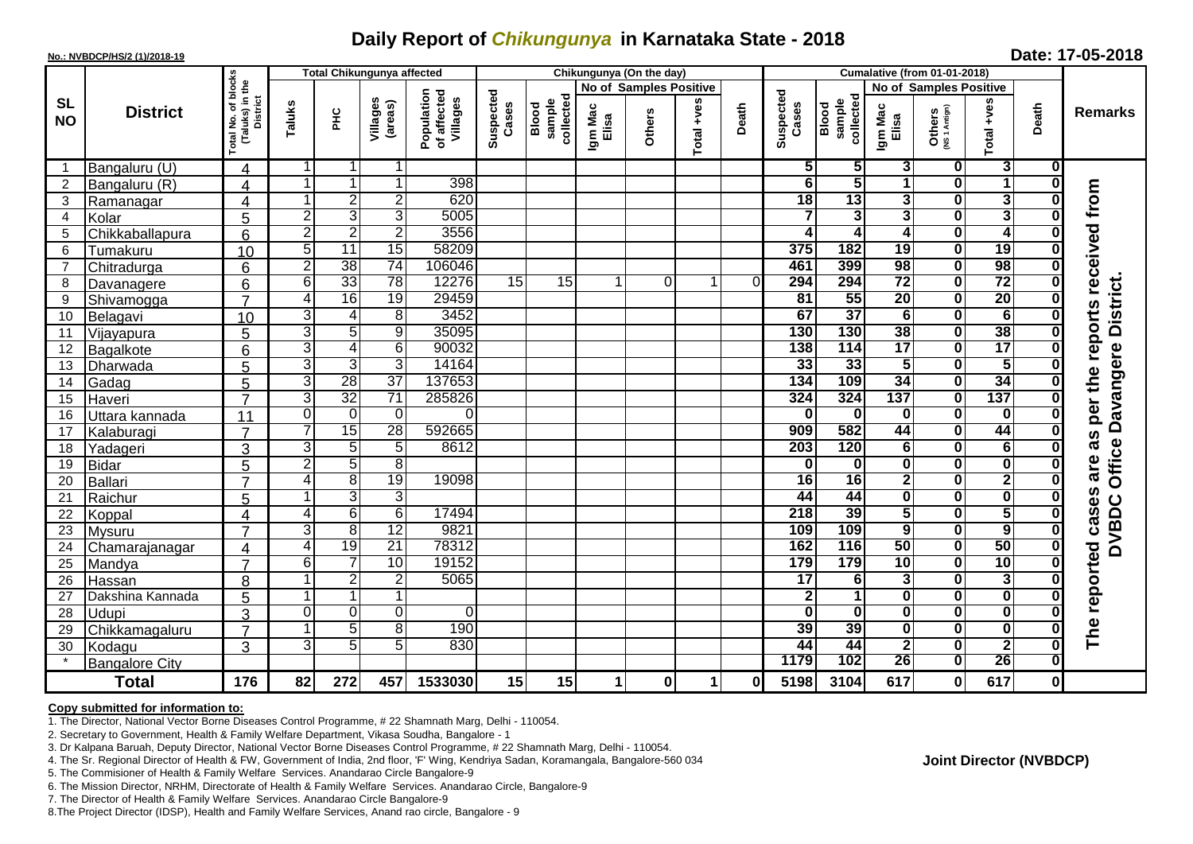# Daily Report of *Chikungunya* in Karnataka State - 2018

**No.: NVBDCP/HS/2 (1)/2018-19**

**Date: 17-05-2018**

| SL NO | District | Total No. of blocks (Taluks) in the District | Total Chikungunya affected | | | | Chikungunya (On the day) | | | | | | | Cumalative (from 01-01-2018) | | | | | | | Remarks |
|---|---|---|---|---|---|---|---|---|---|---|---|---|---|---|---|---|---|---|---|---|---|
| | | | Taluks | PHC | Villages (areas) | Population of affected Villages | Suspected Cases | Blood sample collected | No of Samples Positive | | | Death | | Suspected Cases | Blood sample collected | No of Samples Positive | | | Death | |
| | | | | | | | | | Igm Mac Elisa | Others | Total +ves | | | | | Igm Mac Elisa | Others (NS 1 Antign) | Total +ves | | |
| 1 | Bangaluru (U) | 4 | 1 | 1 | 1 | | | | | | | | 5 | 5 | 3 | 0 | 3 | 0 | The reported cases are as per the reports received from DVBDC Office Davangere District. |
| 2 | Bangaluru (R) | 4 | 1 | 1 | 1 | 398 | | | | | | | 6 | 5 | 1 | 0 | 1 | 0 | |
| 3 | Ramanagar | 4 | 1 | 2 | 2 | 620 | | | | | | | 18 | 13 | 3 | 0 | 3 | 0 | |
| 4 | Kolar | 5 | 2 | 3 | 3 | 5005 | | | | | | | 7 | 3 | 3 | 0 | 3 | 0 | |
| 5 | Chikkaballapura | 6 | 2 | 2 | 2 | 3556 | | | | | | | 4 | 4 | 4 | 0 | 4 | 0 | |
| 6 | Tumakuru | 10 | 5 | 11 | 15 | 58209 | | | | | | | 375 | 182 | 19 | 0 | 19 | 0 | |
| 7 | Chitradurga | 6 | 2 | 38 | 74 | 106046 | | | | | | | 461 | 399 | 98 | 0 | 98 | 0 | |
| 8 | Davanagere | 6 | 6 | 33 | 78 | 12276 | 15 | 15 | 1 | 0 | 1 | 0 | 294 | 294 | 72 | 0 | 72 | 0 | |
| 9 | Shivamogga | 7 | 4 | 16 | 19 | 29459 | | | | | | | 81 | 55 | 20 | 0 | 20 | 0 | |
| 10 | Belagavi | 10 | 3 | 4 | 8 | 3452 | | | | | | | 67 | 37 | 6 | 0 | 6 | 0 | |
| 11 | Vijayapura | 5 | 3 | 5 | 9 | 35095 | | | | | | | 130 | 130 | 38 | 0 | 38 | 0 | |
| 12 | Bagalkote | 6 | 3 | 4 | 6 | 90032 | | | | | | | 138 | 114 | 17 | 0 | 17 | 0 | |
| 13 | Dharwada | 5 | 3 | 3 | 3 | 14164 | | | | | | | 33 | 33 | 5 | 0 | 5 | 0 | |
| 14 | Gadag | 5 | 3 | 28 | 37 | 137653 | | | | | | | 134 | 109 | 34 | 0 | 34 | 0 | |
| 15 | Haveri | 7 | 3 | 32 | 71 | 285826 | | | | | | | 324 | 324 | 137 | 0 | 137 | 0 | |
| 16 | Uttara kannada | 11 | 0 | 0 | 0 | 0 | | | | | | | 0 | 0 | 0 | 0 | 0 | 0 | |
| 17 | Kalaburagi | 7 | 7 | 15 | 28 | 592665 | | | | | | | 909 | 582 | 44 | 0 | 44 | 0 | |
| 18 | Yadageri | 3 | 3 | 5 | 5 | 8612 | | | | | | | 203 | 120 | 6 | 0 | 6 | 0 | |
| 19 | Bidar | 5 | 2 | 5 | 8 | | | | | | | | 0 | 0 | 0 | 0 | 0 | 0 | |
| 20 | Ballari | 7 | 4 | 8 | 19 | 19098 | | | | | | | 16 | 16 | 2 | 0 | 2 | 0 | |
| 21 | Raichur | 5 | 1 | 3 | 3 | | | | | | | | 44 | 44 | 0 | 0 | 0 | 0 | |
| 22 | Koppal | 4 | 4 | 6 | 6 | 17494 | | | | | | | 218 | 39 | 5 | 0 | 5 | 0 | |
| 23 | Mysuru | 7 | 3 | 8 | 12 | 9821 | | | | | | | 109 | 109 | 9 | 0 | 9 | 0 | |
| 24 | Chamarajanagar | 4 | 4 | 19 | 21 | 78312 | | | | | | | 162 | 116 | 50 | 0 | 50 | 0 | |
| 25 | Mandya | 7 | 6 | 7 | 10 | 19152 | | | | | | | 179 | 179 | 10 | 0 | 10 | 0 | |
| 26 | Hassan | 8 | 1 | 2 | 2 | 5065 | | | | | | | 17 | 6 | 3 | 0 | 3 | 0 | |
| 27 | Dakshina Kannada | 5 | 1 | 1 | 1 | | | | | | | | 2 | 1 | 0 | 0 | 0 | 0 | |
| 28 | Udupi | 3 | 0 | 0 | 0 | 0 | | | | | | | 0 | 0 | 0 | 0 | 0 | 0 | |
| 29 | Chikkamagaluru | 7 | 1 | 5 | 8 | 190 | | | | | | | 39 | 39 | 0 | 0 | 0 | 0 | |
| 30 | Kodagu | 3 | 3 | 5 | 5 | 830 | | | | | | | 44 | 44 | 2 | 0 | 2 | 0 | |
| * | Bangalore City | | | | | | | | | | | | 1179 | 102 | 26 | 0 | 26 | 0 | |
| **Total** | | **176** | **82** | **272** | **457** | **1533030** | **15** | **15** | **1** | **0** | **1** | **0** | **5198** | **3104** | **617** | **0** | **617** | **0** | |

**Copy submitted for information to:**

1. The Director, National Vector Borne Diseases Control Programme, # 22 Shamnath Marg, Delhi - 110054.
2. Secretary to Government, Health & Family Welfare Department, Vikasa Soudha, Bangalore - 1
3. Dr Kalpana Baruah, Deputy Director, National Vector Borne Diseases Control Programme, # 22 Shamnath Marg, Delhi - 110054.
4. The Sr. Regional Director of Health & FW, Government of India, 2nd floor, 'F' Wing, Kendriya Sadan, Koramangala, Bangalore-560 034
5. The Commisioner of Health & Family Welfare Services. Anandarao Circle Bangalore-9
6. The Mission Director, NRHM, Directorate of Health & Family Welfare Services. Anandarao Circle, Bangalore-9
7. The Director of Health & Family Welfare Services. Anandarao Circle Bangalore-9
8. The Project Director (IDSP), Health and Family Welfare Services, Anand rao circle, Bangalore - 9

**Joint Director (NVBDCP)**